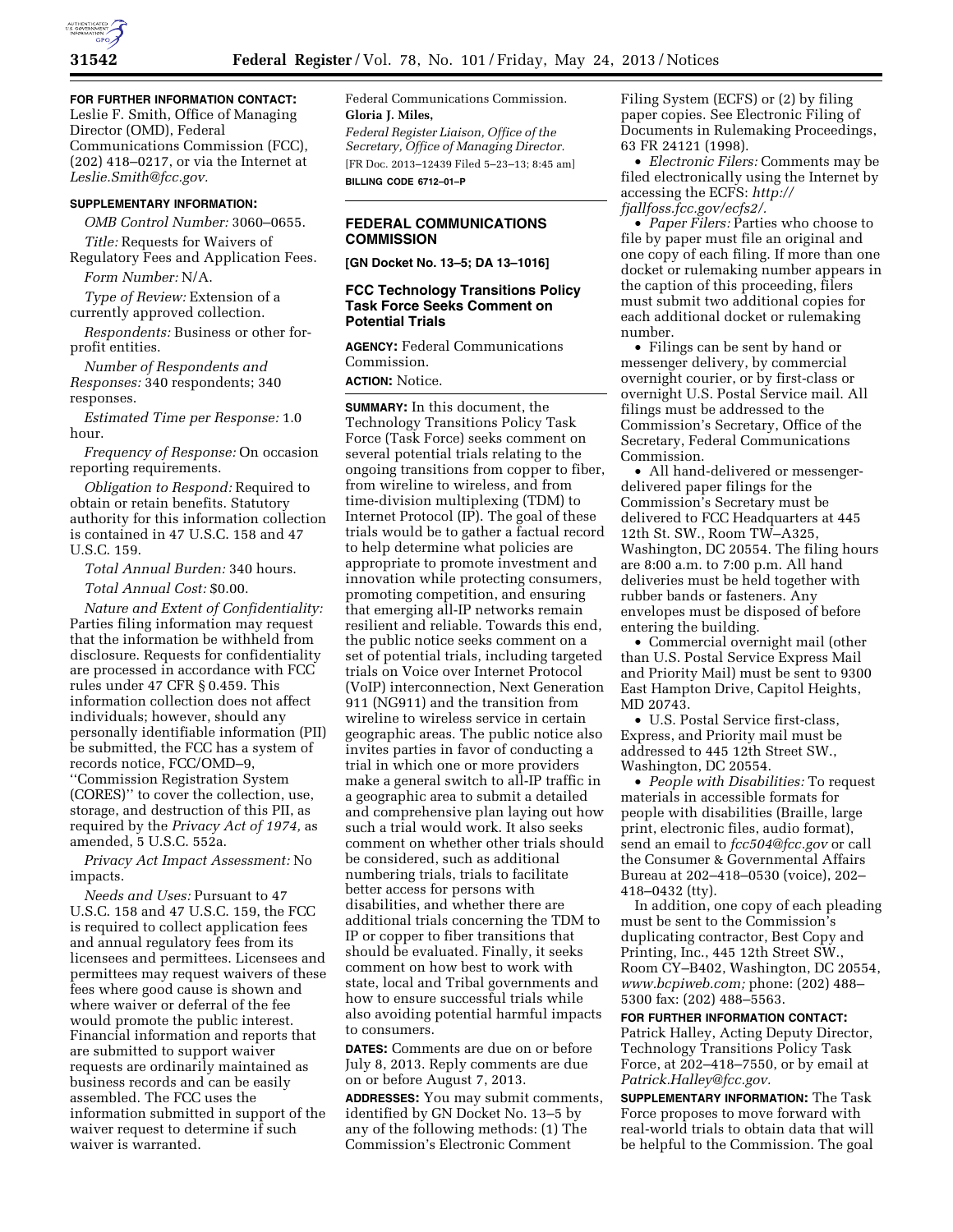**FOR FURTHER INFORMATION CONTACT:** Leslie F. Smith, Office of Managing Director (OMD), Federal Communications Commission (FCC), (202) 418–0217, or via the Internet at *Leslie.Smith@fcc.gov.*

**SUPPLEMENTARY INFORMATION:**

*OMB Control Number:* 3060–0655.

*Title:* Requests for Waivers of Regulatory Fees and Application Fees.

*Form Number:* N/A.

*Type of Review:* Extension of a currently approved collection.

*Respondents:* Business or other for-profit entities.

*Number of Respondents and Responses:* 340 respondents; 340 responses.

*Estimated Time per Response:* 1.0 hour.

*Frequency of Response:* On occasion reporting requirements.

*Obligation to Respond:* Required to obtain or retain benefits. Statutory authority for this information collection is contained in 47 U.S.C. 158 and 47 U.S.C. 159.

*Total Annual Burden:* 340 hours.

*Total Annual Cost:* $0.00.

*Nature and Extent of Confidentiality:* Parties filing information may request that the information be withheld from disclosure. Requests for confidentiality are processed in accordance with FCC rules under 47 CFR § 0.459. This information collection does not affect individuals; however, should any personally identifiable information (PII) be submitted, the FCC has a system of records notice, FCC/OMD–9, ''Commission Registration System (CORES)'' to cover the collection, use, storage, and destruction of this PII, as required by the *Privacy Act of 1974,* as amended, 5 U.S.C. 552a.

*Privacy Act Impact Assessment:* No impacts.

*Needs and Uses:* Pursuant to 47 U.S.C. 158 and 47 U.S.C. 159, the FCC is required to collect application fees and annual regulatory fees from its licensees and permittees. Licensees and permittees may request waivers of these fees where good cause is shown and where waiver or deferral of the fee would promote the public interest. Financial information and reports that are submitted to support waiver requests are ordinarily maintained as business records and can be easily assembled. The FCC uses the information submitted in support of the waiver request to determine if such waiver is warranted.

Federal Communications Commission.

**Gloria J. Miles,**

*Federal Register Liaison, Office of the Secretary, Office of Managing Director.*

[FR Doc. 2013–12439 Filed 5–23–13; 8:45 am]

**BILLING CODE 6712–01–P**

## FEDERAL COMMUNICATIONS COMMISSION

**[GN Docket No. 13–5; DA 13–1016]**

## FCC Technology Transitions Policy Task Force Seeks Comment on Potential Trials

**AGENCY:** Federal Communications Commission.

**ACTION:** Notice.

**SUMMARY:** In this document, the Technology Transitions Policy Task Force (Task Force) seeks comment on several potential trials relating to the ongoing transitions from copper to fiber, from wireline to wireless, and from time-division multiplexing (TDM) to Internet Protocol (IP). The goal of these trials would be to gather a factual record to help determine what policies are appropriate to promote investment and innovation while protecting consumers, promoting competition, and ensuring that emerging all-IP networks remain resilient and reliable. Towards this end, the public notice seeks comment on a set of potential trials, including targeted trials on Voice over Internet Protocol (VoIP) interconnection, Next Generation 911 (NG911) and the transition from wireline to wireless service in certain geographic areas. The public notice also invites parties in favor of conducting a trial in which one or more providers make a general switch to all-IP traffic in a geographic area to submit a detailed and comprehensive plan laying out how such a trial would work. It also seeks comment on whether other trials should be considered, such as additional numbering trials, trials to facilitate better access for persons with disabilities, and whether there are additional trials concerning the TDM to IP or copper to fiber transitions that should be evaluated. Finally, it seeks comment on how best to work with state, local and Tribal governments and how to ensure successful trials while also avoiding potential harmful impacts to consumers.

**DATES:** Comments are due on or before July 8, 2013. Reply comments are due on or before August 7, 2013.

**ADDRESSES:** You may submit comments, identified by GN Docket No. 13–5 by any of the following methods: (1) The Commission's Electronic Comment Filing System (ECFS) or (2) by filing paper copies. See Electronic Filing of Documents in Rulemaking Proceedings, 63 FR 24121 (1998).

- *Electronic Filers:* Comments may be filed electronically using the Internet by accessing the ECFS: *http://fjallfoss.fcc.gov/ecfs2/.*
- *Paper Filers:* Parties who choose to file by paper must file an original and one copy of each filing. If more than one docket or rulemaking number appears in the caption of this proceeding, filers must submit two additional copies for each additional docket or rulemaking number.
- Filings can be sent by hand or messenger delivery, by commercial overnight courier, or by first-class or overnight U.S. Postal Service mail. All filings must be addressed to the Commission's Secretary, Office of the Secretary, Federal Communications Commission.
- All hand-delivered or messenger-delivered paper filings for the Commission's Secretary must be delivered to FCC Headquarters at 445 12th St. SW., Room TW–A325, Washington, DC 20554. The filing hours are 8:00 a.m. to 7:00 p.m. All hand deliveries must be held together with rubber bands or fasteners. Any envelopes must be disposed of before entering the building.
- Commercial overnight mail (other than U.S. Postal Service Express Mail and Priority Mail) must be sent to 9300 East Hampton Drive, Capitol Heights, MD 20743.
- U.S. Postal Service first-class, Express, and Priority mail must be addressed to 445 12th Street SW., Washington, DC 20554.
- *People with Disabilities:* To request materials in accessible formats for people with disabilities (Braille, large print, electronic files, audio format), send an email to *fcc504@fcc.gov* or call the Consumer & Governmental Affairs Bureau at 202–418–0530 (voice), 202–418–0432 (tty).

In addition, one copy of each pleading must be sent to the Commission's duplicating contractor, Best Copy and Printing, Inc., 445 12th Street SW., Room CY–B402, Washington, DC 20554, *www.bcpiweb.com;* phone: (202) 488–5300 fax: (202) 488–5563.

**FOR FURTHER INFORMATION CONTACT:** Patrick Halley, Acting Deputy Director, Technology Transitions Policy Task Force, at 202–418–7550, or by email at *Patrick.Halley@fcc.gov.*

**SUPPLEMENTARY INFORMATION:** The Task Force proposes to move forward with real-world trials to obtain data that will be helpful to the Commission. The goal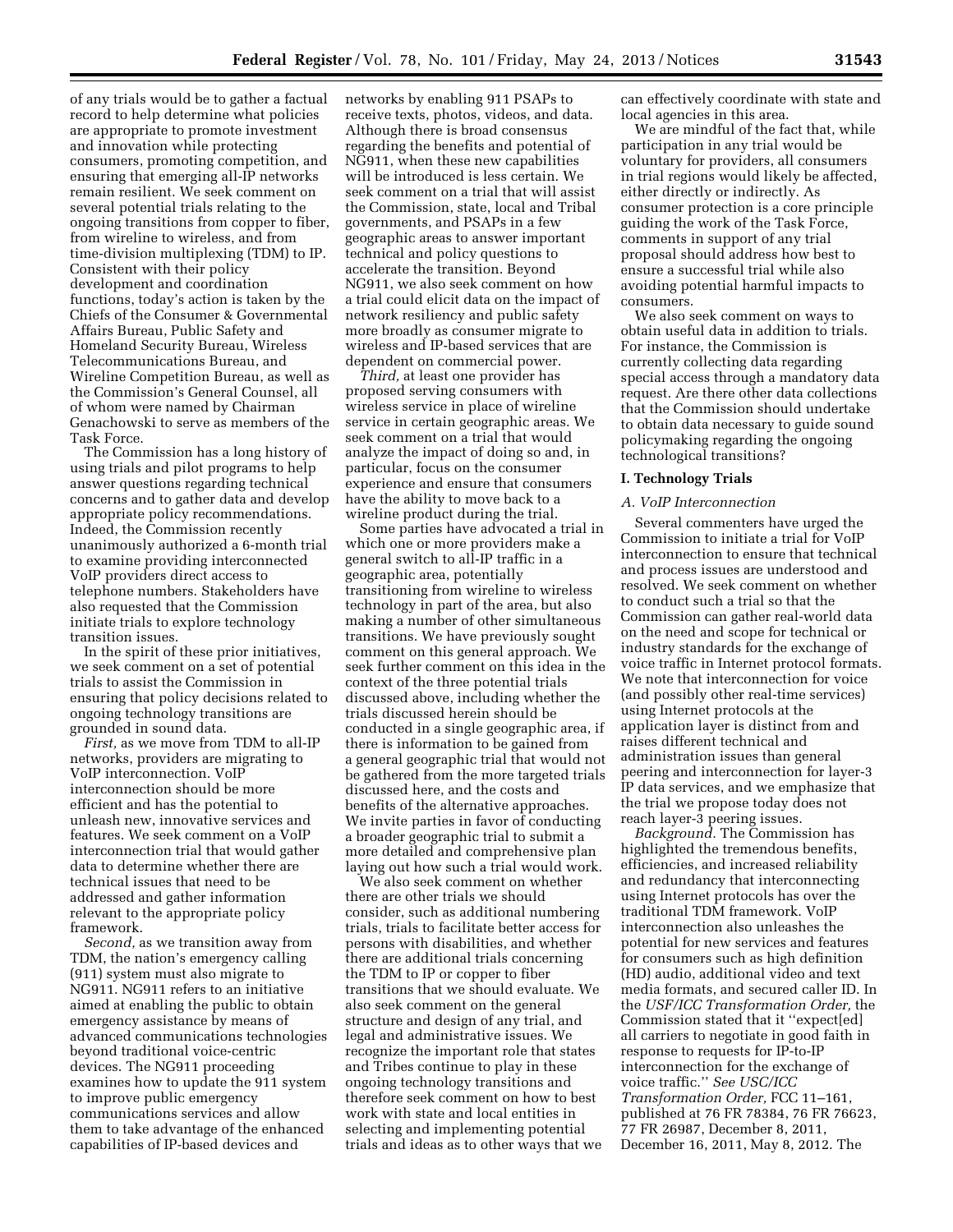of any trials would be to gather a factual record to help determine what policies are appropriate to promote investment and innovation while protecting consumers, promoting competition, and ensuring that emerging all-IP networks remain resilient. We seek comment on several potential trials relating to the ongoing transitions from copper to fiber, from wireline to wireless, and from time-division multiplexing (TDM) to IP. Consistent with their policy development and coordination functions, today's action is taken by the Chiefs of the Consumer & Governmental Affairs Bureau, Public Safety and Homeland Security Bureau, Wireless Telecommunications Bureau, and Wireline Competition Bureau, as well as the Commission's General Counsel, all of whom were named by Chairman Genachowski to serve as members of the Task Force.

The Commission has a long history of using trials and pilot programs to help answer questions regarding technical concerns and to gather data and develop appropriate policy recommendations. Indeed, the Commission recently unanimously authorized a 6-month trial to examine providing interconnected VoIP providers direct access to telephone numbers. Stakeholders have also requested that the Commission initiate trials to explore technology transition issues.

In the spirit of these prior initiatives, we seek comment on a set of potential trials to assist the Commission in ensuring that policy decisions related to ongoing technology transitions are grounded in sound data.

*First,* as we move from TDM to all-IP networks, providers are migrating to VoIP interconnection. VoIP interconnection should be more efficient and has the potential to unleash new, innovative services and features. We seek comment on a VoIP interconnection trial that would gather data to determine whether there are technical issues that need to be addressed and gather information relevant to the appropriate policy framework.

*Second,* as we transition away from TDM, the nation's emergency calling (911) system must also migrate to NG911. NG911 refers to an initiative aimed at enabling the public to obtain emergency assistance by means of advanced communications technologies beyond traditional voice-centric devices. The NG911 proceeding examines how to update the 911 system to improve public emergency communications services and allow them to take advantage of the enhanced capabilities of IP-based devices and networks by enabling 911 PSAPs to receive texts, photos, videos, and data. Although there is broad consensus regarding the benefits and potential of NG911, when these new capabilities will be introduced is less certain. We seek comment on a trial that will assist the Commission, state, local and Tribal governments, and PSAPs in a few geographic areas to answer important technical and policy questions to accelerate the transition. Beyond NG911, we also seek comment on how a trial could elicit data on the impact of network resiliency and public safety more broadly as consumer migrate to wireless and IP-based services that are dependent on commercial power.

*Third,* at least one provider has proposed serving consumers with wireless service in place of wireline service in certain geographic areas. We seek comment on a trial that would analyze the impact of doing so and, in particular, focus on the consumer experience and ensure that consumers have the ability to move back to a wireline product during the trial.

Some parties have advocated a trial in which one or more providers make a general switch to all-IP traffic in a geographic area, potentially transitioning from wireline to wireless technology in part of the area, but also making a number of other simultaneous transitions. We have previously sought comment on this general approach. We seek further comment on this idea in the context of the three potential trials discussed above, including whether the trials discussed herein should be conducted in a single geographic area, if there is information to be gained from a general geographic trial that would not be gathered from the more targeted trials discussed here, and the costs and benefits of the alternative approaches. We invite parties in favor of conducting a broader geographic trial to submit a more detailed and comprehensive plan laying out how such a trial would work.

We also seek comment on whether there are other trials we should consider, such as additional numbering trials, trials to facilitate better access for persons with disabilities, and whether there are additional trials concerning the TDM to IP or copper to fiber transitions that we should evaluate. We also seek comment on the general structure and design of any trial, and legal and administrative issues. We recognize the important role that states and Tribes continue to play in these ongoing technology transitions and therefore seek comment on how to best work with state and local entities in selecting and implementing potential trials and ideas as to other ways that we can effectively coordinate with state and local agencies in this area.

We are mindful of the fact that, while participation in any trial would be voluntary for providers, all consumers in trial regions would likely be affected, either directly or indirectly. As consumer protection is a core principle guiding the work of the Task Force, comments in support of any trial proposal should address how best to ensure a successful trial while also avoiding potential harmful impacts to consumers.

We also seek comment on ways to obtain useful data in addition to trials. For instance, the Commission is currently collecting data regarding special access through a mandatory data request. Are there other data collections that the Commission should undertake to obtain data necessary to guide sound policymaking regarding the ongoing technological transitions?

## I. Technology Trials

### A. VoIP Interconnection

Several commenters have urged the Commission to initiate a trial for VoIP interconnection to ensure that technical and process issues are understood and resolved. We seek comment on whether to conduct such a trial so that the Commission can gather real-world data on the need and scope for technical or industry standards for the exchange of voice traffic in Internet protocol formats. We note that interconnection for voice (and possibly other real-time services) using Internet protocols at the application layer is distinct from and raises different technical and administration issues than general peering and interconnection for layer-3 IP data services, and we emphasize that the trial we propose today does not reach layer-3 peering issues.

*Background.* The Commission has highlighted the tremendous benefits, efficiencies, and increased reliability and redundancy that interconnecting using Internet protocols has over the traditional TDM framework. VoIP interconnection also unleashes the potential for new services and features for consumers such as high definition (HD) audio, additional video and text media formats, and secured caller ID. In the *USF/ICC Transformation Order,* the Commission stated that it ''expect[ed] all carriers to negotiate in good faith in response to requests for IP-to-IP interconnection for the exchange of voice traffic.'' *See USC/ICC Transformation Order,* FCC 11–161, published at 76 FR 78384, 76 FR 76623, 77 FR 26987, December 8, 2011, December 16, 2011, May 8, 2012. The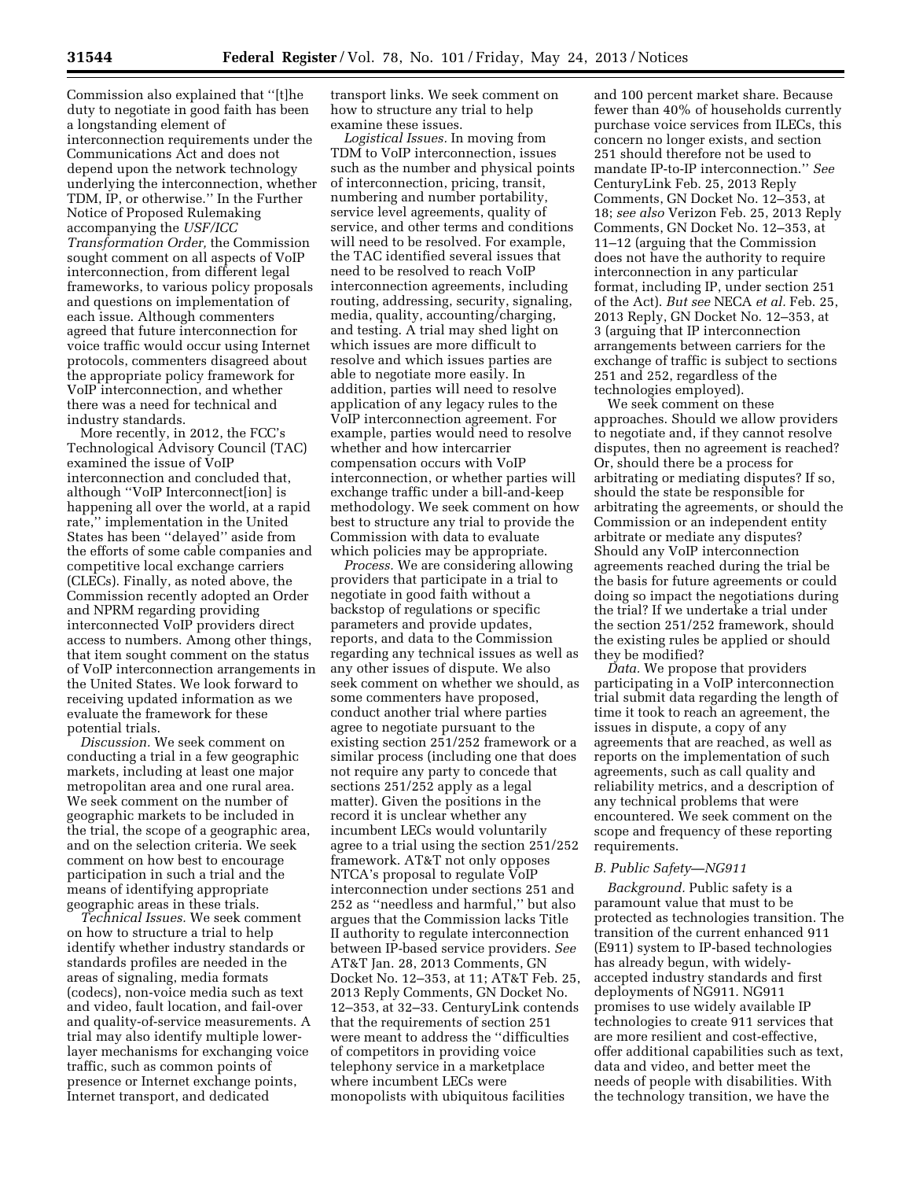Commission also explained that "[t]he duty to negotiate in good faith has been a longstanding element of interconnection requirements under the Communications Act and does not depend upon the network technology underlying the interconnection, whether TDM, IP, or otherwise." In the Further Notice of Proposed Rulemaking accompanying the *USF/ICC Transformation Order,* the Commission sought comment on all aspects of VoIP interconnection, from different legal frameworks, to various policy proposals and questions on implementation of each issue. Although commenters agreed that future interconnection for voice traffic would occur using Internet protocols, commenters disagreed about the appropriate policy framework for VoIP interconnection, and whether there was a need for technical and industry standards.

More recently, in 2012, the FCC's Technological Advisory Council (TAC) examined the issue of VoIP interconnection and concluded that, although "VoIP Interconnect[ion] is happening all over the world, at a rapid rate," implementation in the United States has been "delayed" aside from the efforts of some cable companies and competitive local exchange carriers (CLECs). Finally, as noted above, the Commission recently adopted an Order and NPRM regarding providing interconnected VoIP providers direct access to numbers. Among other things, that item sought comment on the status of VoIP interconnection arrangements in the United States. We look forward to receiving updated information as we evaluate the framework for these potential trials.

*Discussion.* We seek comment on conducting a trial in a few geographic markets, including at least one major metropolitan area and one rural area. We seek comment on the number of geographic markets to be included in the trial, the scope of a geographic area, and on the selection criteria. We seek comment on how best to encourage participation in such a trial and the means of identifying appropriate geographic areas in these trials.

*Technical Issues.* We seek comment on how to structure a trial to help identify whether industry standards or standards profiles are needed in the areas of signaling, media formats (codecs), non-voice media such as text and video, fault location, and fail-over and quality-of-service measurements. A trial may also identify multiple lower-layer mechanisms for exchanging voice traffic, such as common points of presence or Internet exchange points, Internet transport, and dedicated transport links. We seek comment on how to structure any trial to help examine these issues.

*Logistical Issues.* In moving from TDM to VoIP interconnection, issues such as the number and physical points of interconnection, pricing, transit, numbering and number portability, service level agreements, quality of service, and other terms and conditions will need to be resolved. For example, the TAC identified several issues that need to be resolved to reach VoIP interconnection agreements, including routing, addressing, security, signaling, media, quality, accounting/charging, and testing. A trial may shed light on which issues are more difficult to resolve and which issues parties are able to negotiate more easily. In addition, parties will need to resolve application of any legacy rules to the VoIP interconnection agreement. For example, parties would need to resolve whether and how intercarrier compensation occurs with VoIP interconnection, or whether parties will exchange traffic under a bill-and-keep methodology. We seek comment on how best to structure any trial to provide the Commission with data to evaluate which policies may be appropriate.

*Process.* We are considering allowing providers that participate in a trial to negotiate in good faith without a backstop of regulations or specific parameters and provide updates, reports, and data to the Commission regarding any technical issues as well as any other issues of dispute. We also seek comment on whether we should, as some commenters have proposed, conduct another trial where parties agree to negotiate pursuant to the existing section 251/252 framework or a similar process (including one that does not require any party to concede that sections 251/252 apply as a legal matter). Given the positions in the record it is unclear whether any incumbent LECs would voluntarily agree to a trial using the section 251/252 framework. AT&T not only opposes NTCA's proposal to regulate VoIP interconnection under sections 251 and 252 as "needless and harmful," but also argues that the Commission lacks Title II authority to regulate interconnection between IP-based service providers. *See* AT&T Jan. 28, 2013 Comments, GN Docket No. 12–353, at 11; AT&T Feb. 25, 2013 Reply Comments, GN Docket No. 12–353, at 32–33. CenturyLink contends that the requirements of section 251 were meant to address the "difficulties of competitors in providing voice telephony service in a marketplace where incumbent LECs were monopolists with ubiquitous facilities and 100 percent market share. Because fewer than 40% of households currently purchase voice services from ILECs, this concern no longer exists, and section 251 should therefore not be used to mandate IP-to-IP interconnection." *See* CenturyLink Feb. 25, 2013 Reply Comments, GN Docket No. 12–353, at 18; *see also* Verizon Feb. 25, 2013 Reply Comments, GN Docket No. 12–353, at 11–12 (arguing that the Commission does not have the authority to require interconnection in any particular format, including IP, under section 251 of the Act). *But see* NECA *et al.* Feb. 25, 2013 Reply, GN Docket No. 12–353, at 3 (arguing that IP interconnection arrangements between carriers for the exchange of traffic is subject to sections 251 and 252, regardless of the technologies employed).

We seek comment on these approaches. Should we allow providers to negotiate and, if they cannot resolve disputes, then no agreement is reached? Or, should there be a process for arbitrating or mediating disputes? If so, should the state be responsible for arbitrating the agreements, or should the Commission or an independent entity arbitrate or mediate any disputes? Should any VoIP interconnection agreements reached during the trial be the basis for future agreements or could doing so impact the negotiations during the trial? If we undertake a trial under the section 251/252 framework, should the existing rules be applied or should they be modified?

*Data.* We propose that providers participating in a VoIP interconnection trial submit data regarding the length of time it took to reach an agreement, the issues in dispute, a copy of any agreements that are reached, as well as reports on the implementation of such agreements, such as call quality and reliability metrics, and a description of any technical problems that were encountered. We seek comment on the scope and frequency of these reporting requirements.

### B. Public Safety—NG911

*Background.* Public safety is a paramount value that must to be protected as technologies transition. The transition of the current enhanced 911 (E911) system to IP-based technologies has already begun, with widely-accepted industry standards and first deployments of NG911. NG911 promises to use widely available IP technologies to create 911 services that are more resilient and cost-effective, offer additional capabilities such as text, data and video, and better meet the needs of people with disabilities. With the technology transition, we have the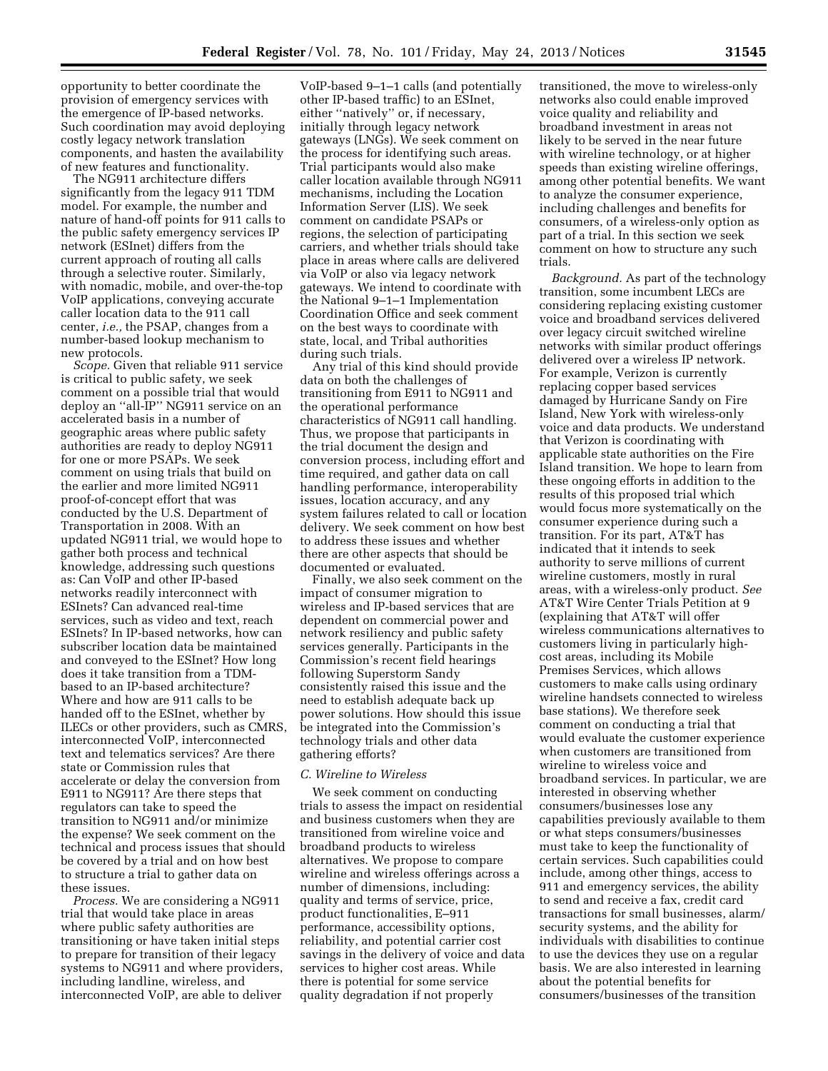opportunity to better coordinate the provision of emergency services with the emergence of IP-based networks. Such coordination may avoid deploying costly legacy network translation components, and hasten the availability of new features and functionality.

The NG911 architecture differs significantly from the legacy 911 TDM model. For example, the number and nature of hand-off points for 911 calls to the public safety emergency services IP network (ESInet) differs from the current approach of routing all calls through a selective router. Similarly, with nomadic, mobile, and over-the-top VoIP applications, conveying accurate caller location data to the 911 call center, *i.e.,* the PSAP, changes from a number-based lookup mechanism to new protocols.

*Scope.* Given that reliable 911 service is critical to public safety, we seek comment on a possible trial that would deploy an ''all-IP'' NG911 service on an accelerated basis in a number of geographic areas where public safety authorities are ready to deploy NG911 for one or more PSAPs. We seek comment on using trials that build on the earlier and more limited NG911 proof-of-concept effort that was conducted by the U.S. Department of Transportation in 2008. With an updated NG911 trial, we would hope to gather both process and technical knowledge, addressing such questions as: Can VoIP and other IP-based networks readily interconnect with ESInets? Can advanced real-time services, such as video and text, reach ESInets? In IP-based networks, how can subscriber location data be maintained and conveyed to the ESInet? How long does it take transition from a TDM-based to an IP-based architecture? Where and how are 911 calls to be handed off to the ESInet, whether by ILECs or other providers, such as CMRS, interconnected VoIP, interconnected text and telematics services? Are there state or Commission rules that accelerate or delay the conversion from E911 to NG911? Are there steps that regulators can take to speed the transition to NG911 and/or minimize the expense? We seek comment on the technical and process issues that should be covered by a trial and on how best to structure a trial to gather data on these issues.

*Process.* We are considering a NG911 trial that would take place in areas where public safety authorities are transitioning or have taken initial steps to prepare for transition of their legacy systems to NG911 and where providers, including landline, wireless, and interconnected VoIP, are able to deliver VoIP-based 9–1–1 calls (and potentially other IP-based traffic) to an ESInet, either ''natively'' or, if necessary, initially through legacy network gateways (LNGs). We seek comment on the process for identifying such areas. Trial participants would also make caller location available through NG911 mechanisms, including the Location Information Server (LIS). We seek comment on candidate PSAPs or regions, the selection of participating carriers, and whether trials should take place in areas where calls are delivered via VoIP or also via legacy network gateways. We intend to coordinate with the National 9–1–1 Implementation Coordination Office and seek comment on the best ways to coordinate with state, local, and Tribal authorities during such trials.

Any trial of this kind should provide data on both the challenges of transitioning from E911 to NG911 and the operational performance characteristics of NG911 call handling. Thus, we propose that participants in the trial document the design and conversion process, including effort and time required, and gather data on call handling performance, interoperability issues, location accuracy, and any system failures related to call or location delivery. We seek comment on how best to address these issues and whether there are other aspects that should be documented or evaluated.

Finally, we also seek comment on the impact of consumer migration to wireless and IP-based services that are dependent on commercial power and network resiliency and public safety services generally. Participants in the Commission's recent field hearings following Superstorm Sandy consistently raised this issue and the need to establish adequate back up power solutions. How should this issue be integrated into the Commission's technology trials and other data gathering efforts?

### C. Wireline to Wireless

We seek comment on conducting trials to assess the impact on residential and business customers when they are transitioned from wireline voice and broadband products to wireless alternatives. We propose to compare wireline and wireless offerings across a number of dimensions, including: quality and terms of service, price, product functionalities, E–911 performance, accessibility options, reliability, and potential carrier cost savings in the delivery of voice and data services to higher cost areas. While there is potential for some service quality degradation if not properly transitioned, the move to wireless-only networks also could enable improved voice quality and reliability and broadband investment in areas not likely to be served in the near future with wireline technology, or at higher speeds than existing wireline offerings, among other potential benefits. We want to analyze the consumer experience, including challenges and benefits for consumers, of a wireless-only option as part of a trial. In this section we seek comment on how to structure any such trials.

*Background.* As part of the technology transition, some incumbent LECs are considering replacing existing customer voice and broadband services delivered over legacy circuit switched wireline networks with similar product offerings delivered over a wireless IP network. For example, Verizon is currently replacing copper based services damaged by Hurricane Sandy on Fire Island, New York with wireless-only voice and data products. We understand that Verizon is coordinating with applicable state authorities on the Fire Island transition. We hope to learn from these ongoing efforts in addition to the results of this proposed trial which would focus more systematically on the consumer experience during such a transition. For its part, AT&T has indicated that it intends to seek authority to serve millions of current wireline customers, mostly in rural areas, with a wireless-only product. *See* AT&T Wire Center Trials Petition at 9 (explaining that AT&T will offer wireless communications alternatives to customers living in particularly high-cost areas, including its Mobile Premises Services, which allows customers to make calls using ordinary wireline handsets connected to wireless base stations). We therefore seek comment on conducting a trial that would evaluate the customer experience when customers are transitioned from wireline to wireless voice and broadband services. In particular, we are interested in observing whether consumers/businesses lose any capabilities previously available to them or what steps consumers/businesses must take to keep the functionality of certain services. Such capabilities could include, among other things, access to 911 and emergency services, the ability to send and receive a fax, credit card transactions for small businesses, alarm/security systems, and the ability for individuals with disabilities to continue to use the devices they use on a regular basis. We are also interested in learning about the potential benefits for consumers/businesses of the transition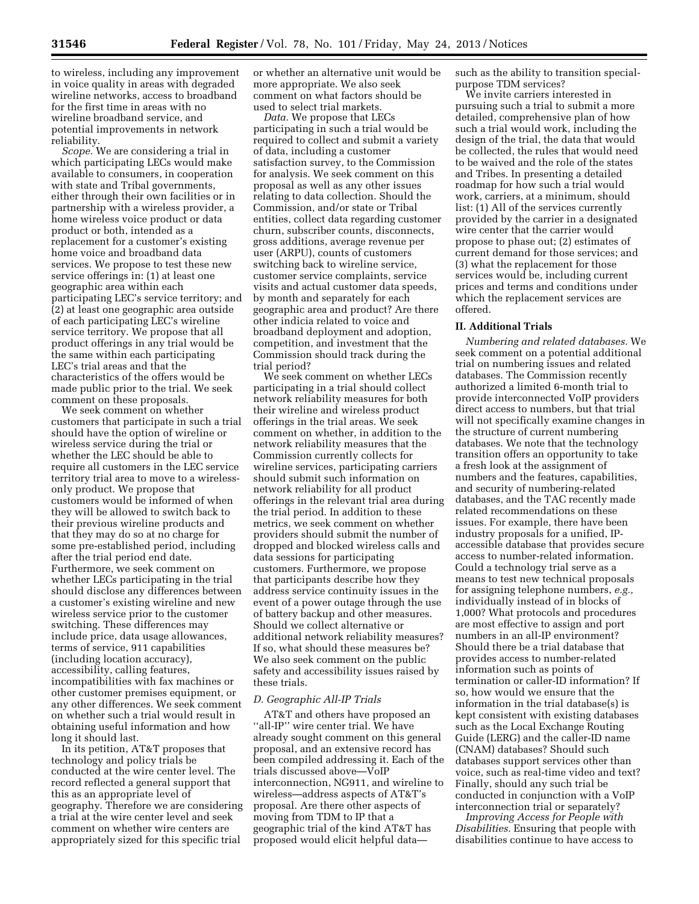to wireless, including any improvement in voice quality in areas with degraded wireline networks, access to broadband for the first time in areas with no wireline broadband service, and potential improvements in network reliability.

*Scope.* We are considering a trial in which participating LECs would make available to consumers, in cooperation with state and Tribal governments, either through their own facilities or in partnership with a wireless provider, a home wireless voice product or data product or both, intended as a replacement for a customer's existing home voice and broadband data services. We propose to test these new service offerings in: (1) at least one geographic area within each participating LEC's service territory; and (2) at least one geographic area outside of each participating LEC's wireline service territory. We propose that all product offerings in any trial would be the same within each participating LEC's trial areas and that the characteristics of the offers would be made public prior to the trial. We seek comment on these proposals.

We seek comment on whether customers that participate in such a trial should have the option of wireline or wireless service during the trial or whether the LEC should be able to require all customers in the LEC service territory trial area to move to a wireless-only product. We propose that customers would be informed of when they will be allowed to switch back to their previous wireline products and that they may do so at no charge for some pre-established period, including after the trial period end date. Furthermore, we seek comment on whether LECs participating in the trial should disclose any differences between a customer's existing wireline and new wireless service prior to the customer switching. These differences may include price, data usage allowances, terms of service, 911 capabilities (including location accuracy), accessibility, calling features, incompatibilities with fax machines or other customer premises equipment, or any other differences. We seek comment on whether such a trial would result in obtaining useful information and how long it should last.

In its petition, AT&T proposes that technology and policy trials be conducted at the wire center level. The record reflected a general support that this as an appropriate level of geography. Therefore we are considering a trial at the wire center level and seek comment on whether wire centers are appropriately sized for this specific trial or whether an alternative unit would be more appropriate. We also seek comment on what factors should be used to select trial markets.

*Data.* We propose that LECs participating in such a trial would be required to collect and submit a variety of data, including a customer satisfaction survey, to the Commission for analysis. We seek comment on this proposal as well as any other issues relating to data collection. Should the Commission, and/or state or Tribal entities, collect data regarding customer churn, subscriber counts, disconnects, gross additions, average revenue per user (ARPU), counts of customers switching back to wireline service, customer service complaints, service visits and actual customer data speeds, by month and separately for each geographic area and product? Are there other indicia related to voice and broadband deployment and adoption, competition, and investment that the Commission should track during the trial period?

We seek comment on whether LECs participating in a trial should collect network reliability measures for both their wireline and wireless product offerings in the trial areas. We seek comment on whether, in addition to the network reliability measures that the Commission currently collects for wireline services, participating carriers should submit such information on network reliability for all product offerings in the relevant trial area during the trial period. In addition to these metrics, we seek comment on whether providers should submit the number of dropped and blocked wireless calls and data sessions for participating customers. Furthermore, we propose that participants describe how they address service continuity issues in the event of a power outage through the use of battery backup and other measures. Should we collect alternative or additional network reliability measures? If so, what should these measures be? We also seek comment on the public safety and accessibility issues raised by these trials.

### D. Geographic All-IP Trials

AT&T and others have proposed an ''all-IP'' wire center trial. We have already sought comment on this general proposal, and an extensive record has been compiled addressing it. Each of the trials discussed above—VoIP interconnection, NG911, and wireline to wireless—address aspects of AT&T's proposal. Are there other aspects of moving from TDM to IP that a geographic trial of the kind AT&T has proposed would elicit helpful data—such as the ability to transition special-purpose TDM services?

We invite carriers interested in pursuing such a trial to submit a more detailed, comprehensive plan of how such a trial would work, including the design of the trial, the data that would be collected, the rules that would need to be waived and the role of the states and Tribes. In presenting a detailed roadmap for how such a trial would work, carriers, at a minimum, should list: (1) All of the services currently provided by the carrier in a designated wire center that the carrier would propose to phase out; (2) estimates of current demand for those services; and (3) what the replacement for those services would be, including current prices and terms and conditions under which the replacement services are offered.

## II. Additional Trials

*Numbering and related databases.* We seek comment on a potential additional trial on numbering issues and related databases. The Commission recently authorized a limited 6-month trial to provide interconnected VoIP providers direct access to numbers, but that trial will not specifically examine changes in the structure of current numbering databases. We note that the technology transition offers an opportunity to take a fresh look at the assignment of numbers and the features, capabilities, and security of numbering-related databases, and the TAC recently made related recommendations on these issues. For example, there have been industry proposals for a unified, IP-accessible database that provides secure access to number-related information. Could a technology trial serve as a means to test new technical proposals for assigning telephone numbers, *e.g.,* individually instead of in blocks of 1,000? What protocols and procedures are most effective to assign and port numbers in an all-IP environment? Should there be a trial database that provides access to number-related information such as points of termination or caller-ID information? If so, how would we ensure that the information in the trial database(s) is kept consistent with existing databases such as the Local Exchange Routing Guide (LERG) and the caller-ID name (CNAM) databases? Should such databases support services other than voice, such as real-time video and text? Finally, should any such trial be conducted in conjunction with a VoIP interconnection trial or separately?

*Improving Access for People with Disabilities.* Ensuring that people with disabilities continue to have access to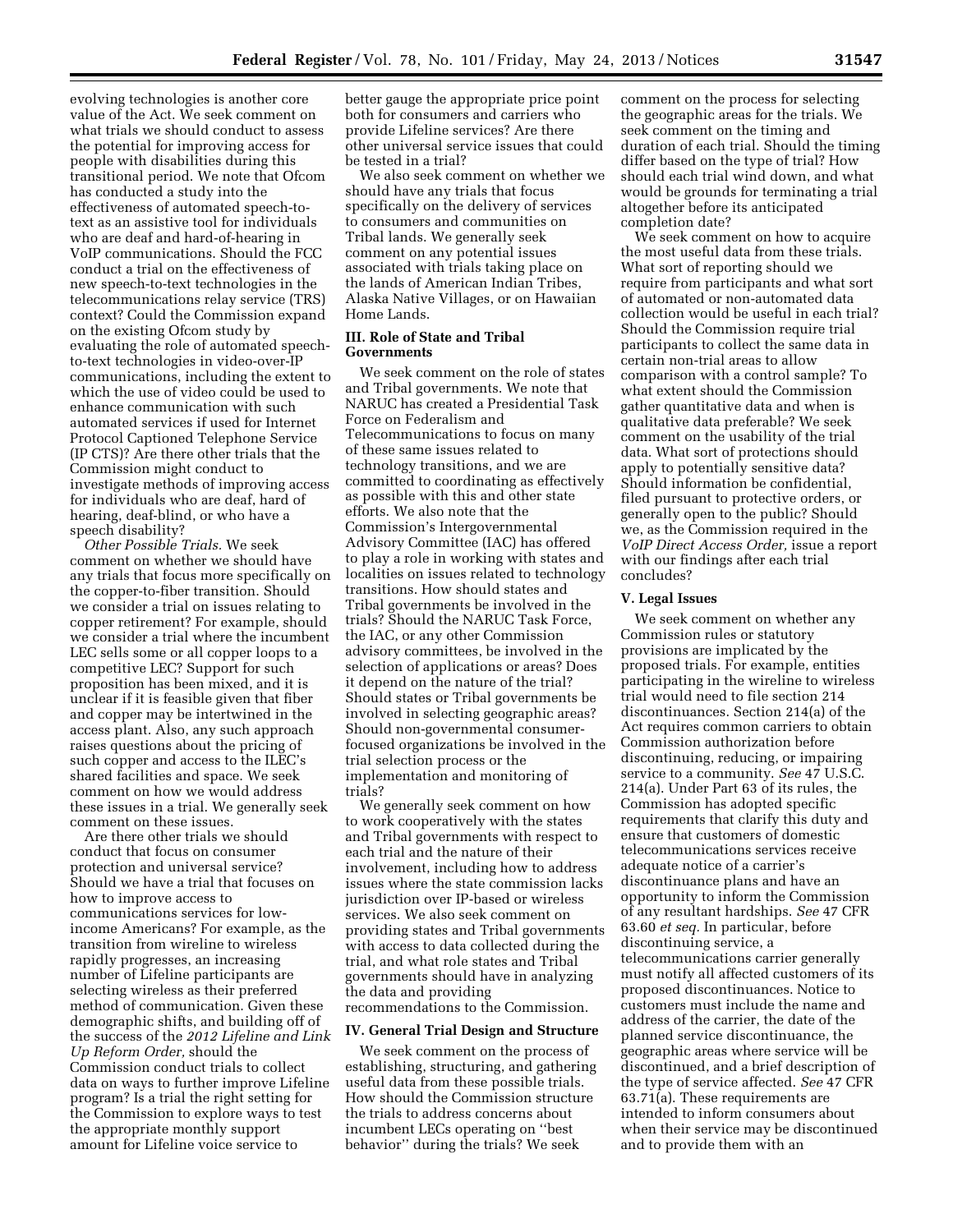evolving technologies is another core value of the Act. We seek comment on what trials we should conduct to assess the potential for improving access for people with disabilities during this transitional period. We note that Ofcom has conducted a study into the effectiveness of automated speech-to-text as an assistive tool for individuals who are deaf and hard-of-hearing in VoIP communications. Should the FCC conduct a trial on the effectiveness of new speech-to-text technologies in the telecommunications relay service (TRS) context? Could the Commission expand on the existing Ofcom study by evaluating the role of automated speech-to-text technologies in video-over-IP communications, including the extent to which the use of video could be used to enhance communication with such automated services if used for Internet Protocol Captioned Telephone Service (IP CTS)? Are there other trials that the Commission might conduct to investigate methods of improving access for individuals who are deaf, hard of hearing, deaf-blind, or who have a speech disability?

*Other Possible Trials.* We seek comment on whether we should have any trials that focus more specifically on the copper-to-fiber transition. Should we consider a trial on issues relating to copper retirement? For example, should we consider a trial where the incumbent LEC sells some or all copper loops to a competitive LEC? Support for such proposition has been mixed, and it is unclear if it is feasible given that fiber and copper may be intertwined in the access plant. Also, any such approach raises questions about the pricing of such copper and access to the ILEC's shared facilities and space. We seek comment on how we would address these issues in a trial. We generally seek comment on these issues.

Are there other trials we should conduct that focus on consumer protection and universal service? Should we have a trial that focuses on how to improve access to communications services for low-income Americans? For example, as the transition from wireline to wireless rapidly progresses, an increasing number of Lifeline participants are selecting wireless as their preferred method of communication. Given these demographic shifts, and building off of the success of the *2012 Lifeline and Link Up Reform Order,* should the Commission conduct trials to collect data on ways to further improve Lifeline program? Is a trial the right setting for the Commission to explore ways to test the appropriate monthly support amount for Lifeline voice service to better gauge the appropriate price point both for consumers and carriers who provide Lifeline services? Are there other universal service issues that could be tested in a trial?

We also seek comment on whether we should have any trials that focus specifically on the delivery of services to consumers and communities on Tribal lands. We generally seek comment on any potential issues associated with trials taking place on the lands of American Indian Tribes, Alaska Native Villages, or on Hawaiian Home Lands.

## III. Role of State and Tribal Governments

We seek comment on the role of states and Tribal governments. We note that NARUC has created a Presidential Task Force on Federalism and Telecommunications to focus on many of these same issues related to technology transitions, and we are committed to coordinating as effectively as possible with this and other state efforts. We also note that the Commission's Intergovernmental Advisory Committee (IAC) has offered to play a role in working with states and localities on issues related to technology transitions. How should states and Tribal governments be involved in the trials? Should the NARUC Task Force, the IAC, or any other Commission advisory committees, be involved in the selection of applications or areas? Does it depend on the nature of the trial? Should states or Tribal governments be involved in selecting geographic areas? Should non-governmental consumer-focused organizations be involved in the trial selection process or the implementation and monitoring of trials?

We generally seek comment on how to work cooperatively with the states and Tribal governments with respect to each trial and the nature of their involvement, including how to address issues where the state commission lacks jurisdiction over IP-based or wireless services. We also seek comment on providing states and Tribal governments with access to data collected during the trial, and what role states and Tribal governments should have in analyzing the data and providing recommendations to the Commission.

## IV. General Trial Design and Structure

We seek comment on the process of establishing, structuring, and gathering useful data from these possible trials. How should the Commission structure the trials to address concerns about incumbent LECs operating on "best behavior" during the trials? We seek comment on the process for selecting the geographic areas for the trials. We seek comment on the timing and duration of each trial. Should the timing differ based on the type of trial? How should each trial wind down, and what would be grounds for terminating a trial altogether before its anticipated completion date?

We seek comment on how to acquire the most useful data from these trials. What sort of reporting should we require from participants and what sort of automated or non-automated data collection would be useful in each trial? Should the Commission require trial participants to collect the same data in certain non-trial areas to allow comparison with a control sample? To what extent should the Commission gather quantitative data and when is qualitative data preferable? We seek comment on the usability of the trial data. What sort of protections should apply to potentially sensitive data? Should information be confidential, filed pursuant to protective orders, or generally open to the public? Should we, as the Commission required in the *VoIP Direct Access Order,* issue a report with our findings after each trial concludes?

## V. Legal Issues

We seek comment on whether any Commission rules or statutory provisions are implicated by the proposed trials. For example, entities participating in the wireline to wireless trial would need to file section 214 discontinuances. Section 214(a) of the Act requires common carriers to obtain Commission authorization before discontinuing, reducing, or impairing service to a community. *See* 47 U.S.C. 214(a). Under Part 63 of its rules, the Commission has adopted specific requirements that clarify this duty and ensure that customers of domestic telecommunications services receive adequate notice of a carrier's discontinuance plans and have an opportunity to inform the Commission of any resultant hardships. *See* 47 CFR 63.60 *et seq.* In particular, before discontinuing service, a telecommunications carrier generally must notify all affected customers of its proposed discontinuances. Notice to customers must include the name and address of the carrier, the date of the planned service discontinuance, the geographic areas where service will be discontinued, and a brief description of the type of service affected. *See* 47 CFR 63.71(a). These requirements are intended to inform consumers about when their service may be discontinued and to provide them with an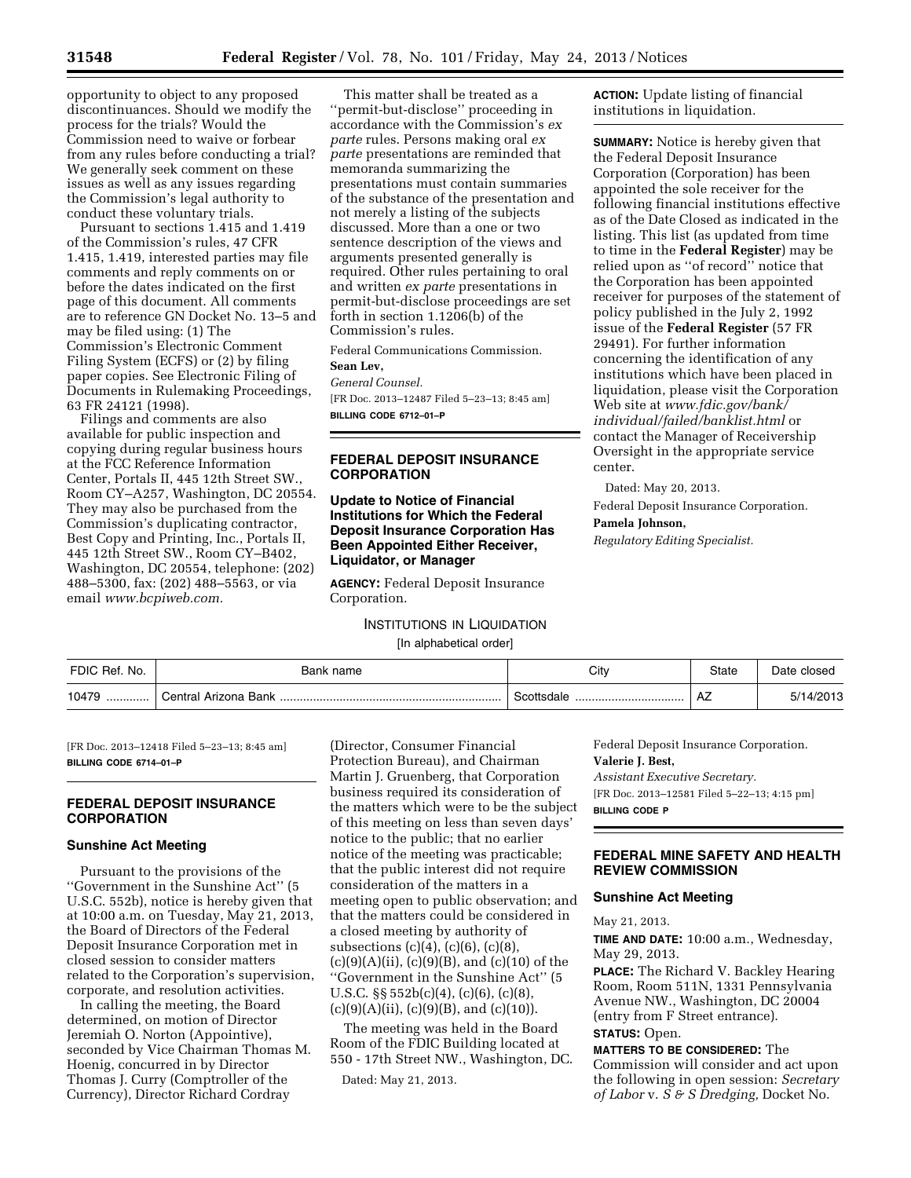opportunity to object to any proposed discontinuances. Should we modify the process for the trials? Would the Commission need to waive or forbear from any rules before conducting a trial? We generally seek comment on these issues as well as any issues regarding the Commission's legal authority to conduct these voluntary trials.

Pursuant to sections 1.415 and 1.419 of the Commission's rules, 47 CFR 1.415, 1.419, interested parties may file comments and reply comments on or before the dates indicated on the first page of this document. All comments are to reference GN Docket No. 13–5 and may be filed using: (1) The Commission's Electronic Comment Filing System (ECFS) or (2) by filing paper copies. See Electronic Filing of Documents in Rulemaking Proceedings, 63 FR 24121 (1998).

Filings and comments are also available for public inspection and copying during regular business hours at the FCC Reference Information Center, Portals II, 445 12th Street SW., Room CY–A257, Washington, DC 20554. They may also be purchased from the Commission's duplicating contractor, Best Copy and Printing, Inc., Portals II, 445 12th Street SW., Room CY–B402, Washington, DC 20554, telephone: (202) 488–5300, fax: (202) 488–5563, or via email *www.bcpiweb.com*.

This matter shall be treated as a ''permit-but-disclose'' proceeding in accordance with the Commission's *ex parte* rules. Persons making oral *ex parte* presentations are reminded that memoranda summarizing the presentations must contain summaries of the substance of the presentation and not merely a listing of the subjects discussed. More than a one or two sentence description of the views and arguments presented generally is required. Other rules pertaining to oral and written *ex parte* presentations in permit-but-disclose proceedings are set forth in section 1.1206(b) of the Commission's rules.

Federal Communications Commission.

**Sean Lev,**

*General Counsel.*

[FR Doc. 2013–12487 Filed 5–23–13; 8:45 am]

**BILLING CODE 6712–01–P**

## FEDERAL DEPOSIT INSURANCE CORPORATION

### Update to Notice of Financial Institutions for Which the Federal Deposit Insurance Corporation Has Been Appointed Either Receiver, Liquidator, or Manager

**AGENCY:** Federal Deposit Insurance Corporation.

**ACTION:** Update listing of financial institutions in liquidation.

**SUMMARY:** Notice is hereby given that the Federal Deposit Insurance Corporation (Corporation) has been appointed the sole receiver for the following financial institutions effective as of the Date Closed as indicated in the listing. This list (as updated from time to time in the **Federal Register**) may be relied upon as ''of record'' notice that the Corporation has been appointed receiver for purposes of the statement of policy published in the July 2, 1992 issue of the **Federal Register** (57 FR 29491). For further information concerning the identification of any institutions which have been placed in liquidation, please visit the Corporation Web site at *www.fdic.gov/bank/individual/failed/banklist.html* or contact the Manager of Receivership Oversight in the appropriate service center.

Dated: May 20, 2013.

Federal Deposit Insurance Corporation.

**Pamela Johnson,**

*Regulatory Editing Specialist.*

INSTITUTIONS IN LIQUIDATION

[In alphabetical order]

| FDIC Ref. No. | Bank name | City | State | Date closed |
|---|---|---|---|---|
| 10479 | Central Arizona Bank | Scottsdale | AZ | 5/14/2013 |

[FR Doc. 2013–12418 Filed 5–23–13; 8:45 am]

**BILLING CODE 6714–01–P**

## FEDERAL DEPOSIT INSURANCE CORPORATION

### Sunshine Act Meeting

Pursuant to the provisions of the ''Government in the Sunshine Act'' (5 U.S.C. 552b), notice is hereby given that at 10:00 a.m. on Tuesday, May 21, 2013, the Board of Directors of the Federal Deposit Insurance Corporation met in closed session to consider matters related to the Corporation's supervision, corporate, and resolution activities.

In calling the meeting, the Board determined, on motion of Director Jeremiah O. Norton (Appointive), seconded by Vice Chairman Thomas M. Hoenig, concurred in by Director Thomas J. Curry (Comptroller of the Currency), Director Richard Cordray (Director, Consumer Financial Protection Bureau), and Chairman Martin J. Gruenberg, that Corporation business required its consideration of the matters which were to be the subject of this meeting on less than seven days' notice to the public; that no earlier notice of the meeting was practicable; that the public interest did not require consideration of the matters in a meeting open to public observation; and that the matters could be considered in a closed meeting by authority of subsections (c)(4), (c)(6), (c)(8), (c)(9)(A)(ii), (c)(9)(B), and (c)(10) of the ''Government in the Sunshine Act'' (5 U.S.C. §§ 552b(c)(4), (c)(6), (c)(8), (c)(9)(A)(ii), (c)(9)(B), and (c)(10)).

The meeting was held in the Board Room of the FDIC Building located at 550 - 17th Street NW., Washington, DC.

Dated: May 21, 2013.

Federal Deposit Insurance Corporation.

**Valerie J. Best,**

*Assistant Executive Secretary.*

[FR Doc. 2013–12581 Filed 5–22–13; 4:15 pm]

**BILLING CODE P**

## FEDERAL MINE SAFETY AND HEALTH REVIEW COMMISSION

### Sunshine Act Meeting

May 21, 2013.

**TIME AND DATE:** 10:00 a.m., Wednesday, May 29, 2013.

**PLACE:** The Richard V. Backley Hearing Room, Room 511N, 1331 Pennsylvania Avenue NW., Washington, DC 20004 (entry from F Street entrance).

**STATUS:** Open.

**MATTERS TO BE CONSIDERED:** The Commission will consider and act upon the following in open session: *Secretary of Labor* v. *S & S Dredging,* Docket No.